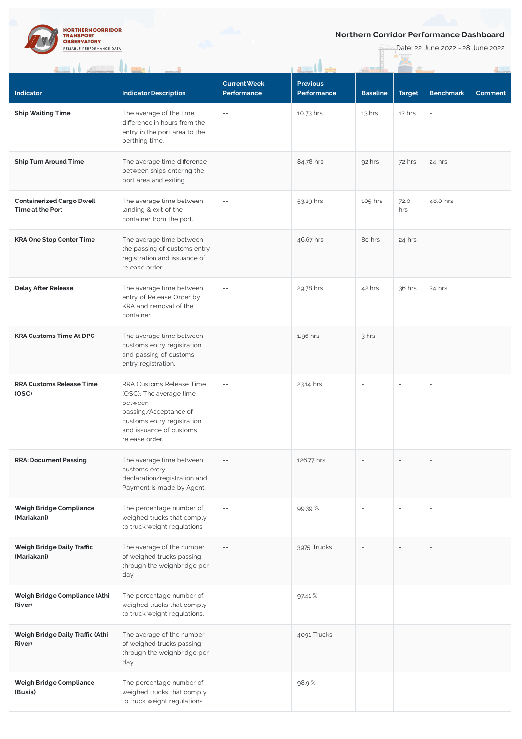NORTHERN CORRIDOR TRANSPORT OBSERVATORY
RELIABLE PERFORMANCE DATA

## Northern Corridor Performance Dashboard

Date: 22 June 2022 - 28 June 2022

| Indicator | Indicator Description | Current Week Performance | Previous Performance | Baseline | Target | Benchmark | Comment |
|---|---|---|---|---|---|---|---|
| **Ship Waiting Time** | The average of the time difference in hours from the entry in the port area to the berthing time. | -- | 10.73 hrs | 13 hrs | 12 hrs | - | |
| **Ship Turn Around Time** | The average time difference between ships entering the port area and exiting. | -- | 84.78 hrs | 92 hrs | 72 hrs | 24 hrs | |
| **Containerized Cargo Dwell Time at the Port** | The average time between landing & exit of the container from the port. | -- | 53.29 hrs | 105 hrs | 72.0 hrs | 48.0 hrs | |
| **KRA One Stop Center Time** | The average time between the passing of customs entry registration and issuance of release order. | -- | 46.67 hrs | 80 hrs | 24 hrs | - | |
| **Delay After Release** | The average time between entry of Release Order by KRA and removal of the container. | -- | 29.78 hrs | 42 hrs | 36 hrs | 24 hrs | |
| **KRA Customs Time At DPC** | The average time between customs entry registration and passing of customs entry registration. | -- | 1.96 hrs | 3 hrs | - | - | |
| **RRA Customs Release Time (OSC)** | RRA Customs Release Time (OSC). The average time between passing/Acceptance of customs entry registration and issuance of customs release order. | -- | 23.14 hrs | - | - | - | |
| **RRA: Document Passing** | The average time between customs entry declaration/registration and Payment is made by Agent. | -- | 126.77 hrs | - | - | - | |
| **Weigh Bridge Compliance (Mariakani)** | The percentage number of weighed trucks that comply to truck weight regulations | -- | 99.39 % | - | - | - | |
| **Weigh Bridge Daily Traffic (Mariakani)** | The average of the number of weighed trucks passing through the weighbridge per day. | -- | 3975 Trucks | - | - | - | |
| **Weigh Bridge Compliance (Athi River)** | The percentage number of weighed trucks that comply to truck weight regulations. | -- | 97.41 % | - | - | - | |
| **Weigh Bridge Daily Traffic (Athi River)** | The average of the number of weighed trucks passing through the weighbridge per day. | -- | 4091 Trucks | - | - | - | |
| **Weigh Bridge Compliance (Busia)** | The percentage number of weighed trucks that comply to truck weight regulations | -- | 98.9 % | - | - | - | |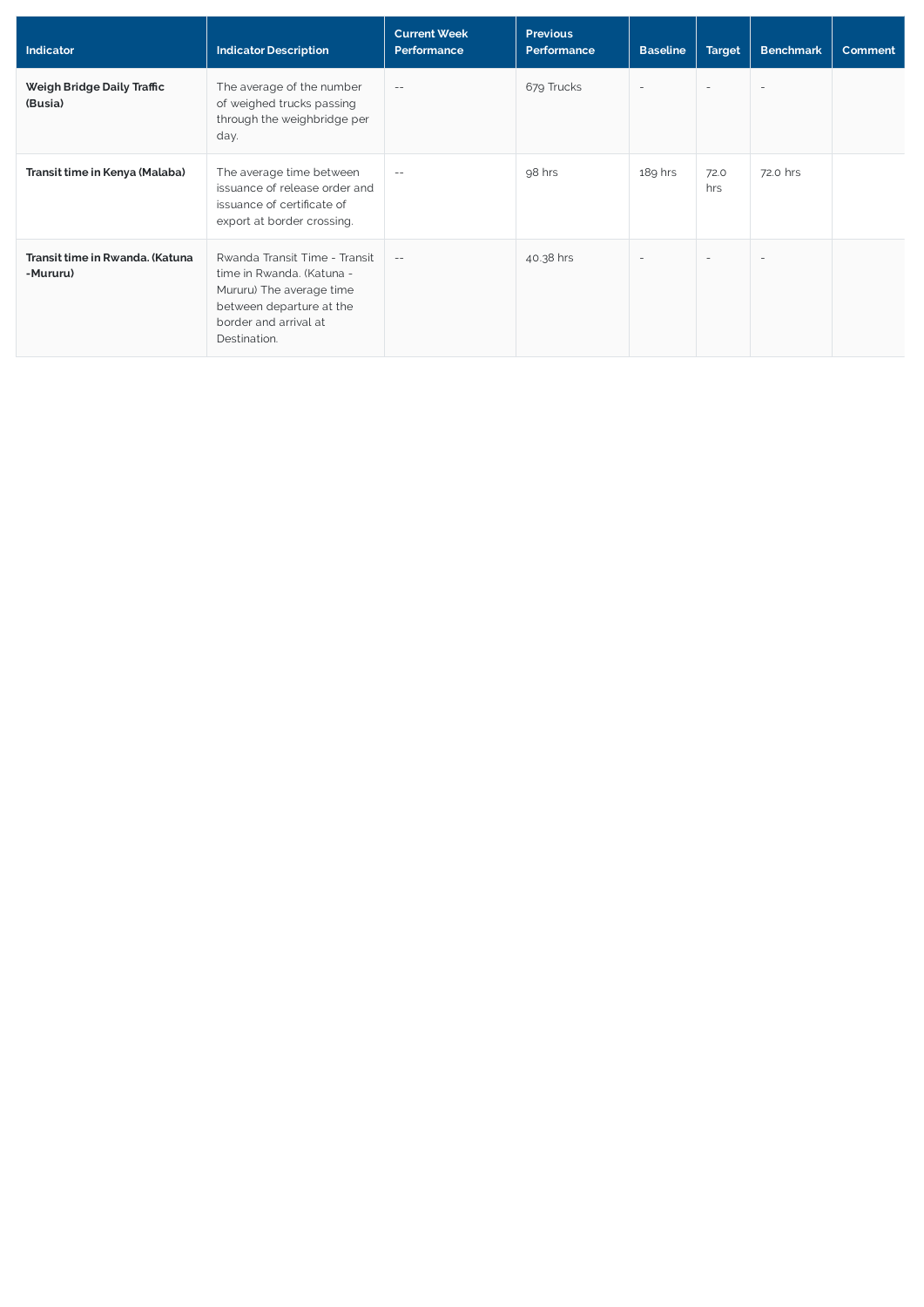| Indicator | Indicator Description | Current Week Performance | Previous Performance | Baseline | Target | Benchmark | Comment |
|---|---|---|---|---|---|---|---|
| **Weigh Bridge Daily Traffic (Busia)** | The average of the number of weighed trucks passing through the weighbridge per day. | -- | 679 Trucks | - | - | - | |
| **Transit time in Kenya (Malaba)** | The average time between issuance of release order and issuance of certificate of export at border crossing. | -- | 98 hrs | 189 hrs | 72.0 hrs | 72.0 hrs | |
| **Transit time in Rwanda. (Katuna -Mururu)** | Rwanda Transit Time - Transit time in Rwanda. (Katuna - Mururu) The average time between departure at the border and arrival at Destination. | -- | 40.38 hrs | - | - | - | |